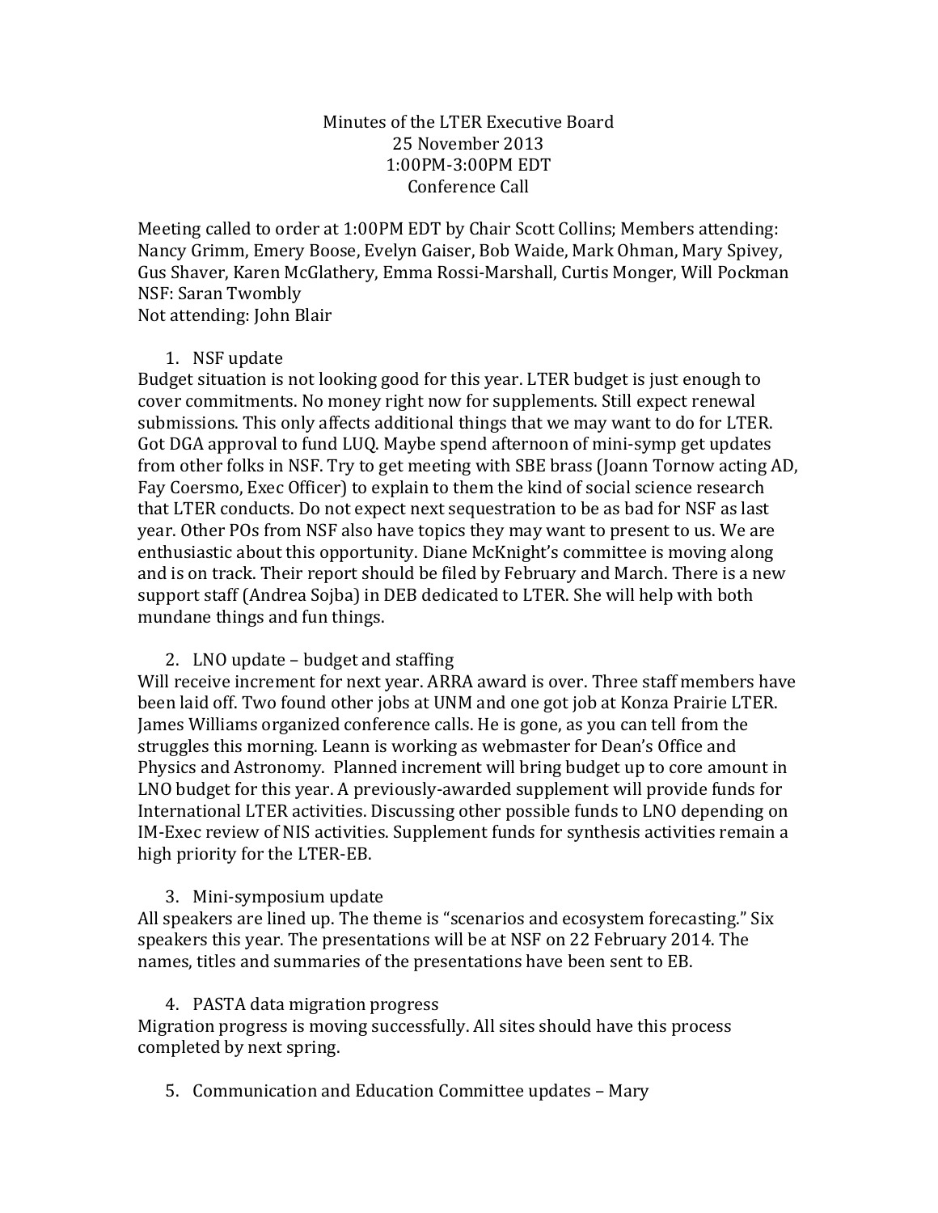# Minutes of the LTER Executive Board

25 November 2013
1:00PM-3:00PM EDT
Conference Call

Meeting called to order at 1:00PM EDT by Chair Scott Collins; Members attending: Nancy Grimm, Emery Boose, Evelyn Gaiser, Bob Waide, Mark Ohman, Mary Spivey, Gus Shaver, Karen McGlathery, Emma Rossi-Marshall, Curtis Monger, Will Pockman
NSF: Saran Twombly
Not attending: John Blair

1. NSF update

Budget situation is not looking good for this year. LTER budget is just enough to cover commitments. No money right now for supplements. Still expect renewal submissions. This only affects additional things that we may want to do for LTER. Got DGA approval to fund LUQ. Maybe spend afternoon of mini-symp get updates from other folks in NSF. Try to get meeting with SBE brass (Joann Tornow acting AD, Fay Coersmo, Exec Officer) to explain to them the kind of social science research that LTER conducts. Do not expect next sequestration to be as bad for NSF as last year. Other POs from NSF also have topics they may want to present to us. We are enthusiastic about this opportunity. Diane McKnight's committee is moving along and is on track. Their report should be filed by February and March. There is a new support staff (Andrea Sojba) in DEB dedicated to LTER. She will help with both mundane things and fun things.

2. LNO update – budget and staffing

Will receive increment for next year. ARRA award is over. Three staff members have been laid off. Two found other jobs at UNM and one got job at Konza Prairie LTER. James Williams organized conference calls. He is gone, as you can tell from the struggles this morning. Leann is working as webmaster for Dean's Office and Physics and Astronomy. Planned increment will bring budget up to core amount in LNO budget for this year. A previously-awarded supplement will provide funds for International LTER activities. Discussing other possible funds to LNO depending on IM-Exec review of NIS activities. Supplement funds for synthesis activities remain a high priority for the LTER-EB.

3. Mini-symposium update

All speakers are lined up. The theme is "scenarios and ecosystem forecasting." Six speakers this year. The presentations will be at NSF on 22 February 2014. The names, titles and summaries of the presentations have been sent to EB.

4. PASTA data migration progress

Migration progress is moving successfully. All sites should have this process completed by next spring.

5. Communication and Education Committee updates – Mary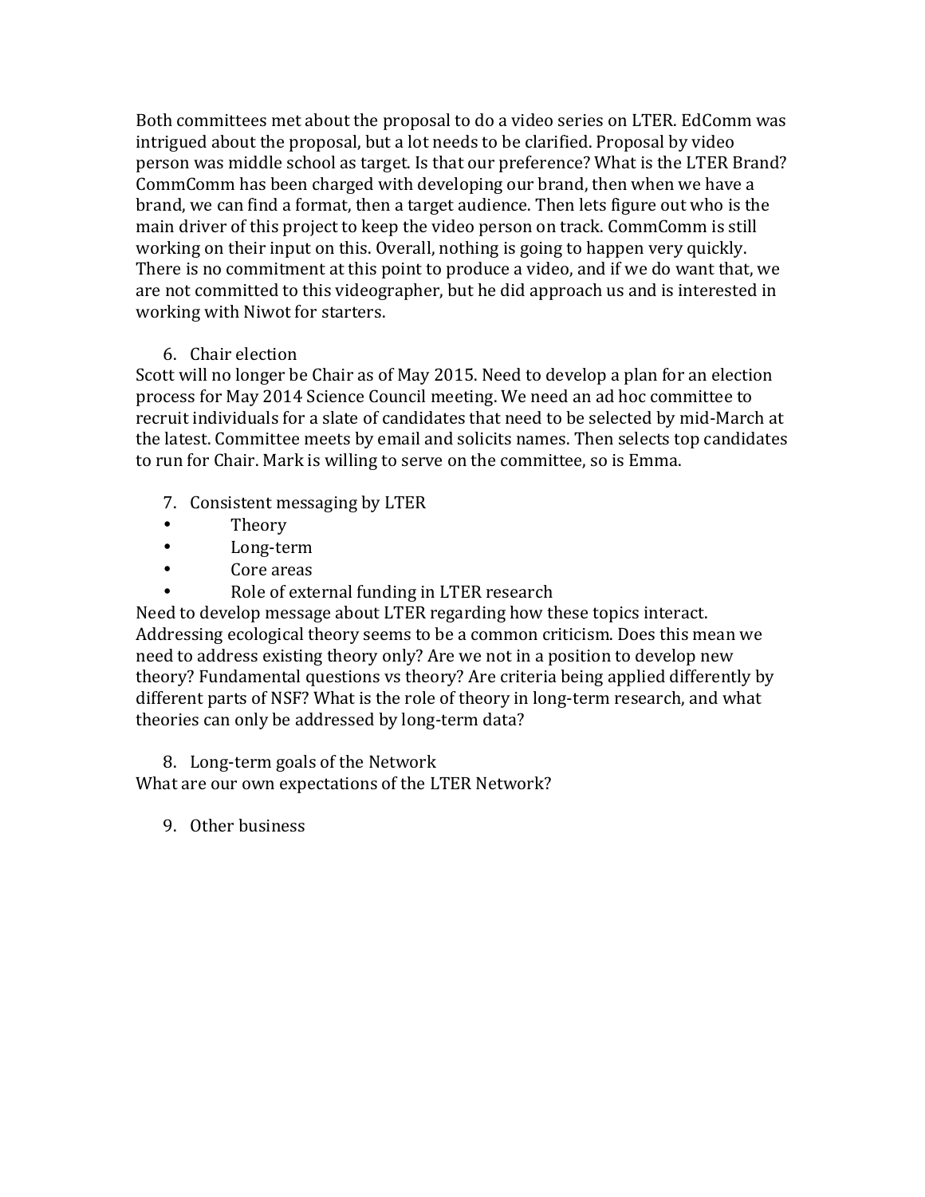Both committees met about the proposal to do a video series on LTER. EdComm was intrigued about the proposal, but a lot needs to be clarified. Proposal by video person was middle school as target. Is that our preference? What is the LTER Brand? CommComm has been charged with developing our brand, then when we have a brand, we can find a format, then a target audience. Then lets figure out who is the main driver of this project to keep the video person on track. CommComm is still working on their input on this. Overall, nothing is going to happen very quickly. There is no commitment at this point to produce a video, and if we do want that, we are not committed to this videographer, but he did approach us and is interested in working with Niwot for starters.

6. Chair election

Scott will no longer be Chair as of May 2015. Need to develop a plan for an election process for May 2014 Science Council meeting. We need an ad hoc committee to recruit individuals for a slate of candidates that need to be selected by mid-March at the latest. Committee meets by email and solicits names. Then selects top candidates to run for Chair. Mark is willing to serve on the committee, so is Emma.

7. Consistent messaging by LTER
   - Theory
   - Long-term
   - Core areas
   - Role of external funding in LTER research

Need to develop message about LTER regarding how these topics interact. Addressing ecological theory seems to be a common criticism. Does this mean we need to address existing theory only? Are we not in a position to develop new theory? Fundamental questions vs theory? Are criteria being applied differently by different parts of NSF? What is the role of theory in long-term research, and what theories can only be addressed by long-term data?

8. Long-term goals of the Network

What are our own expectations of the LTER Network?

9. Other business